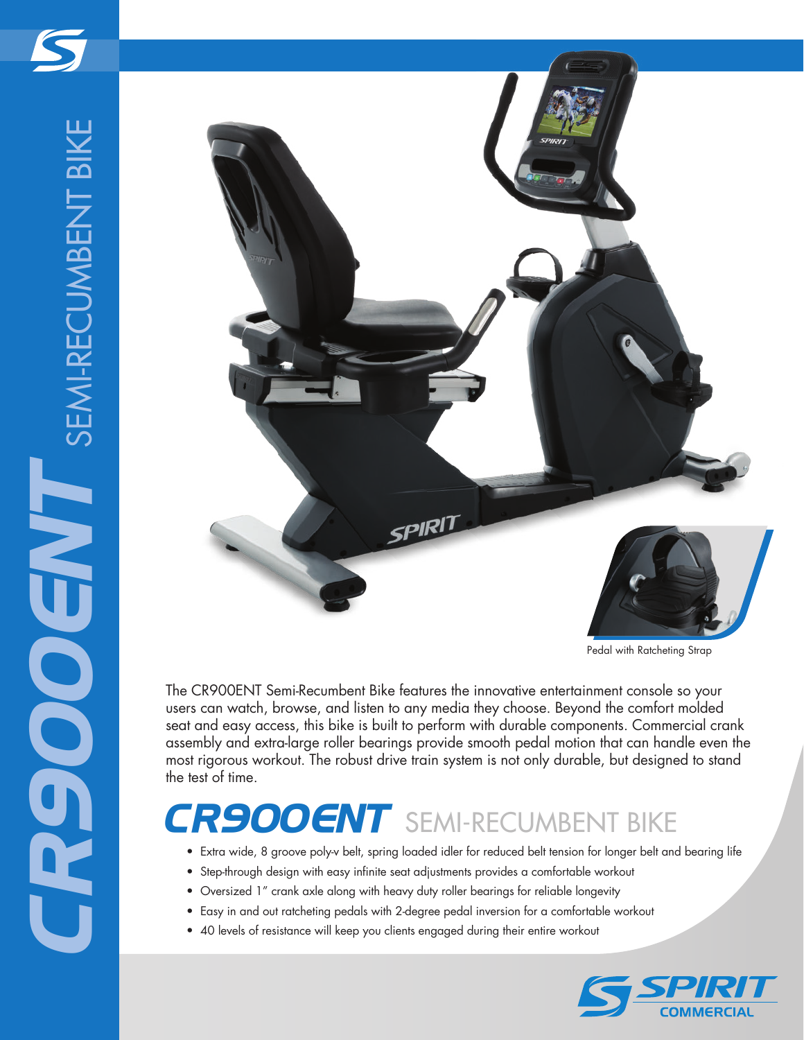# CR900ENT SEMI-RECUMBENT BIKE

Pedal with Ratcheting Strap

The CR900ENT Semi-Recumbent Bike features the innovative entertainment console so your users can watch, browse, and listen to any media they choose. Beyond the comfort molded seat and easy access, this bike is built to perform with durable components. Commercial crank assembly and extra-large roller bearings provide smooth pedal motion that can handle even the most rigorous workout. The robust drive train system is not only durable, but designed to stand the test of time.

## CR900ENT SEMI-RECUMBENT BIKE

- Extra wide, 8 groove poly-v belt, spring loaded idler for reduced belt tension for longer belt and bearing life
- Step-through design with easy infinite seat adjustments provides a comfortable workout
- Oversized 1" crank axle along with heavy duty roller bearings for reliable longevity
- Easy in and out ratcheting pedals with 2-degree pedal inversion for a comfortable workout
- 40 levels of resistance will keep you clients engaged during their entire workout

SPIRIT COMMERCIAL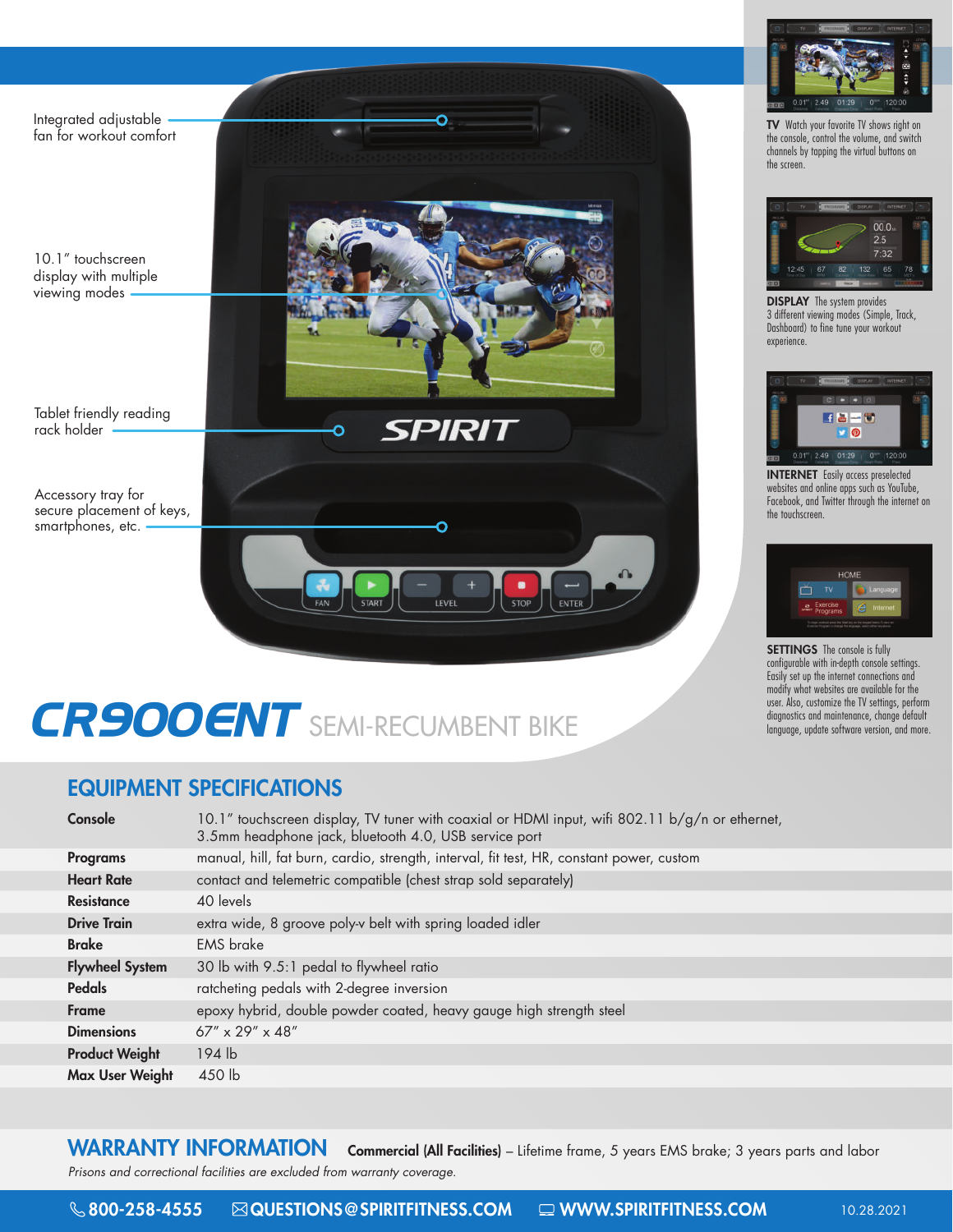Integrated adjustable fan for workout comfort

10.1" touchscreen display with multiple viewing modes

Tablet friendly reading rack holder

Accessory tray for secure placement of keys, smartphones, etc.

**TV** Watch your favorite TV shows right on the console, control the volume, and switch channels by tapping the virtual buttons on the screen.

**DISPLAY** The system provides 3 different viewing modes (Simple, Track, Dashboard) to fine tune your workout experience.

**INTERNET** Easily access preselected websites and online apps such as YouTube, Facebook, and Twitter through the internet on the touchscreen.

**SETTINGS** The console is fully configurable with in-depth console settings. Easily set up the internet connections and modify what websites are available for the user. Also, customize the TV settings, perform diagnostics and maintenance, change default language, update software version, and more.

# CR900ENT SEMI-RECUMBENT BIKE

## EQUIPMENT SPECIFICATIONS

| | |
|---|---|
| **Console** | 10.1" touchscreen display, TV tuner with coaxial or HDMI input, wifi 802.11 b/g/n or ethernet, 3.5mm headphone jack, bluetooth 4.0, USB service port |
| **Programs** | manual, hill, fat burn, cardio, strength, interval, fit test, HR, constant power, custom |
| **Heart Rate** | contact and telemetric compatible (chest strap sold separately) |
| **Resistance** | 40 levels |
| **Drive Train** | extra wide, 8 groove poly-v belt with spring loaded idler |
| **Brake** | EMS brake |
| **Flywheel System** | 30 lb with 9.5:1 pedal to flywheel ratio |
| **Pedals** | ratcheting pedals with 2-degree inversion |
| **Frame** | epoxy hybrid, double powder coated, heavy gauge high strength steel |
| **Dimensions** | 67" x 29" x 48" |
| **Product Weight** | 194 lb |
| **Max User Weight** | 450 lb |

## WARRANTY INFORMATION

**Commercial (All Facilities)** – Lifetime frame, 5 years EMS brake; 3 years parts and labor

*Prisons and correctional facilities are excluded from warranty coverage.*

800-258-4555 QUESTIONS@SPIRITFITNESS.COM WWW.SPIRITFITNESS.COM 10.28.2021